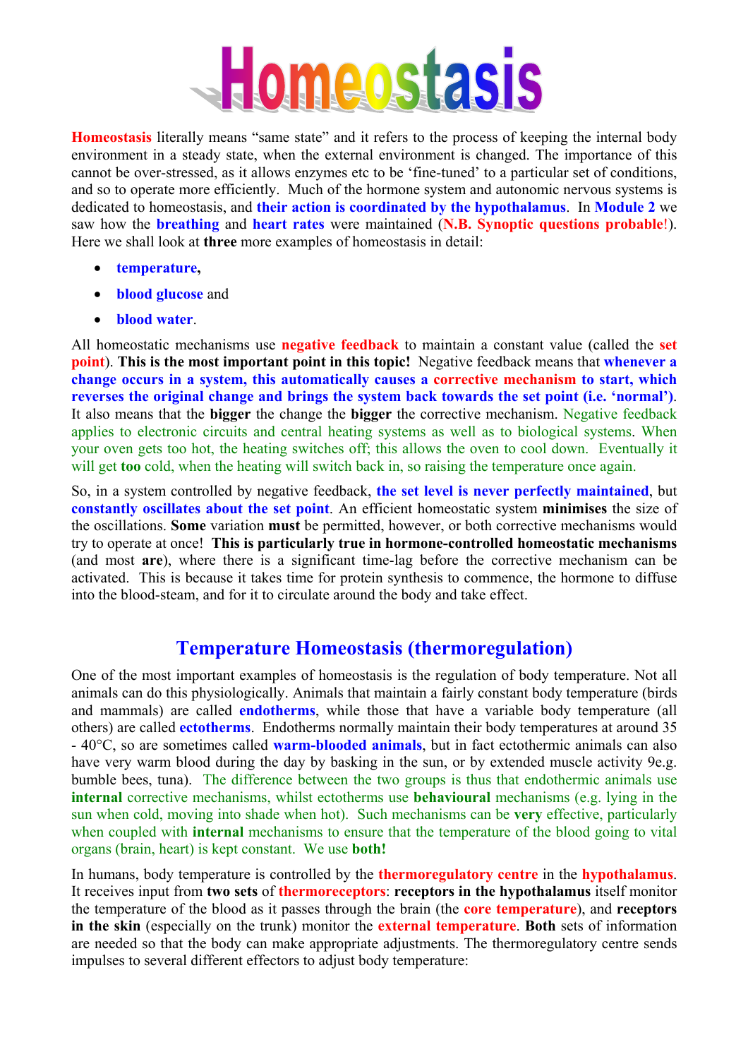# Homeostasis

**Homeostasis** literally means "same state" and it refers to the process of keeping the internal body environment in a steady state, when the external environment is changed. The importance of this cannot be over-stressed, as it allows enzymes etc to be 'fine-tuned' to a particular set of conditions, and so to operate more efficiently. Much of the hormone system and autonomic nervous systems is dedicated to homeostasis, and **their action is coordinated by the hypothalamus**. In **Module 2** we saw how the **breathing** and **heart rates** were maintained (**N.B. Synoptic questions probable!**). Here we shall look at **three** more examples of homeostasis in detail:

- **temperature,**
- **blood glucose** and
- **blood water**.

All homeostatic mechanisms use **negative feedback** to maintain a constant value (called the **set point**). **This is the most important point in this topic!** Negative feedback means that **whenever a change occurs in a system, this automatically causes a corrective mechanism to start, which reverses the original change and brings the system back towards the set point (i.e. 'normal')**. It also means that the **bigger** the change the **bigger** the corrective mechanism. Negative feedback applies to electronic circuits and central heating systems as well as to biological systems. When your oven gets too hot, the heating switches off; this allows the oven to cool down. Eventually it will get **too** cold, when the heating will switch back in, so raising the temperature once again.

So, in a system controlled by negative feedback, **the set level is never perfectly maintained**, but **constantly oscillates about the set point**. An efficient homeostatic system **minimises** the size of the oscillations. **Some** variation **must** be permitted, however, or both corrective mechanisms would try to operate at once! **This is particularly true in hormone-controlled homeostatic mechanisms** (and most **are**), where there is a significant time-lag before the corrective mechanism can be activated. This is because it takes time for protein synthesis to commence, the hormone to diffuse into the blood-steam, and for it to circulate around the body and take effect.

## Temperature Homeostasis (thermoregulation)

One of the most important examples of homeostasis is the regulation of body temperature. Not all animals can do this physiologically. Animals that maintain a fairly constant body temperature (birds and mammals) are called **endotherms**, while those that have a variable body temperature (all others) are called **ectotherms**. Endotherms normally maintain their body temperatures at around 35 - 40°C, so are sometimes called **warm-blooded animals**, but in fact ectothermic animals can also have very warm blood during the day by basking in the sun, or by extended muscle activity 9e.g. bumble bees, tuna). The difference between the two groups is thus that endothermic animals use **internal** corrective mechanisms, whilst ectotherms use **behavioural** mechanisms (e.g. lying in the sun when cold, moving into shade when hot). Such mechanisms can be **very** effective, particularly when coupled with **internal** mechanisms to ensure that the temperature of the blood going to vital organs (brain, heart) is kept constant. We use **both!**

In humans, body temperature is controlled by the **thermoregulatory centre** in the **hypothalamus**. It receives input from **two sets** of **thermoreceptors**: **receptors in the hypothalamus** itself monitor the temperature of the blood as it passes through the brain (the **core temperature**), and **receptors in the skin** (especially on the trunk) monitor the **external temperature**. **Both** sets of information are needed so that the body can make appropriate adjustments. The thermoregulatory centre sends impulses to several different effectors to adjust body temperature: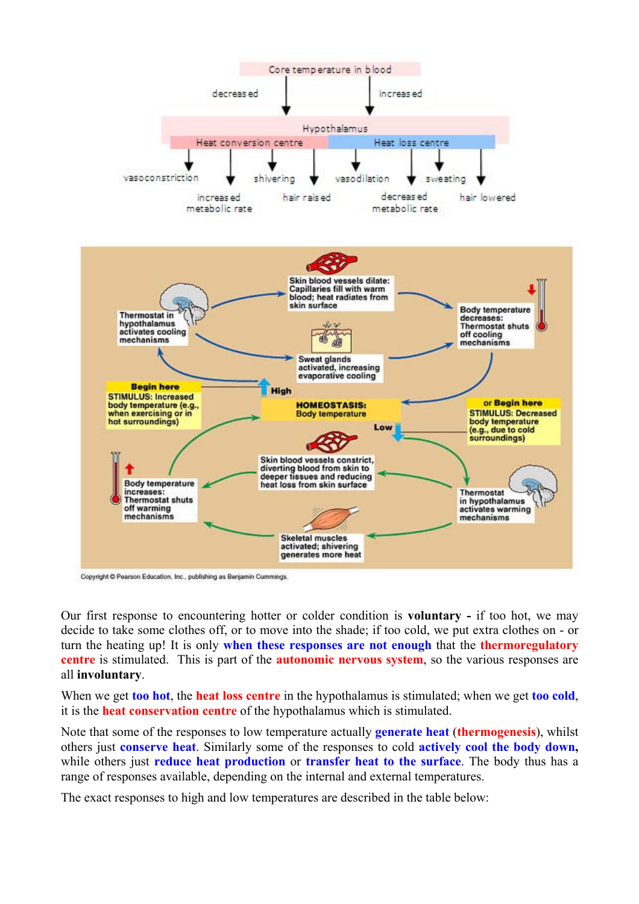Our first response to encountering hotter or colder condition is **voluntary -** if too hot, we may decide to take some clothes off, or to move into the shade; if too cold, we put extra clothes on - or turn the heating up! It is only **when these responses are not enough** that the **thermoregulatory centre** is stimulated. This is part of the **autonomic nervous system**, so the various responses are all **involuntary**.

When we get **too hot**, the **heat loss centre** in the hypothalamus is stimulated; when we get **too cold**, it is the **heat conservation centre** of the hypothalamus which is stimulated.

Note that some of the responses to low temperature actually **generate heat** (**thermogenesis**), whilst others just **conserve heat**. Similarly some of the responses to cold **actively cool the body down,** while others just **reduce heat production** or **transfer heat to the surface**. The body thus has a range of responses available, depending on the internal and external temperatures.

The exact responses to high and low temperatures are described in the table below: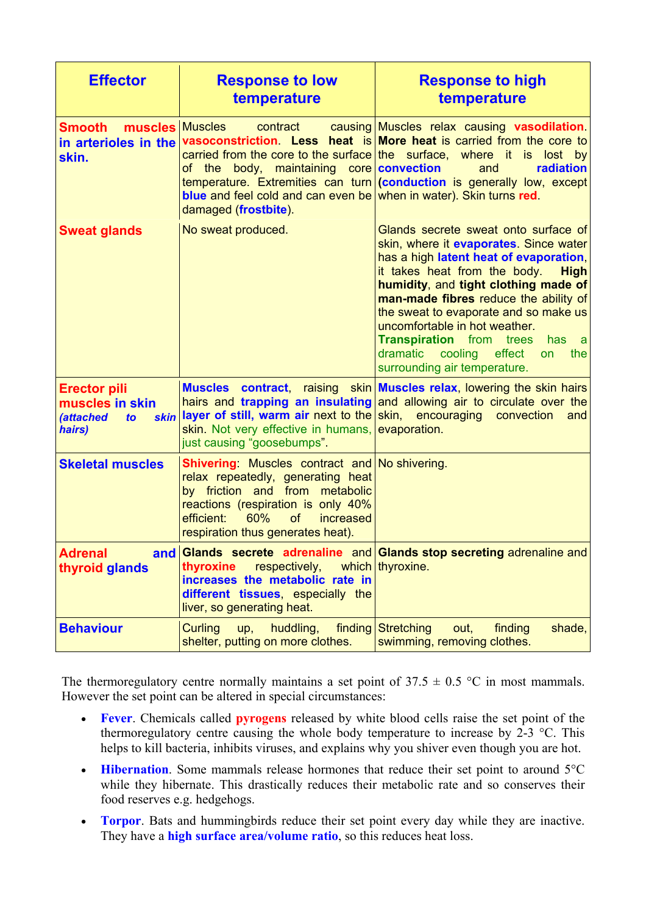| Effector | Response to low temperature | Response to high temperature |
|---|---|---|
| **Smooth muscles in arterioles in the skin.** | Muscles contract causing **vasoconstriction**. **Less heat** is carried from the core to the surface of the body, maintaining core temperature. Extremities can turn **blue** and feel cold and can even be damaged (**frostbite**). | Muscles relax causing **vasodilation**. **More heat** is carried from the core to the surface, where it is lost by **convection** and **radiation** (**conduction** is generally low, except when in water). Skin turns **red**. |
| **Sweat glands** | No sweat produced. | Glands secrete sweat onto surface of skin, where it **evaporates**. Since water has a high **latent heat of evaporation**, it takes heat from the body. **High humidity**, and **tight clothing made of man-made fibres** reduce the ability of the sweat to evaporate and so make us uncomfortable in hot weather. **Transpiration** from trees has a dramatic cooling effect on the surrounding air temperature. |
| **Erector pili muscles in skin** ***(attached to skin hairs)*** | **Muscles contract**, raising skin hairs and **trapping an insulating layer of still, warm air** next to the skin. Not very effective in humans, just causing "goosebumps". | **Muscles relax**, lowering the skin hairs and allowing air to circulate over the skin, encouraging convection and evaporation. |
| **Skeletal muscles** | **Shivering**: Muscles contract and relax repeatedly, generating heat by friction and from metabolic reactions (respiration is only 40% efficient: 60% of increased respiration thus generates heat). | No shivering. |
| **Adrenal and thyroid glands** | **Glands secrete adrenaline** and **thyroxine** respectively, which **increases the metabolic rate in different tissues**, especially the liver, so generating heat. | **Glands stop secreting** adrenaline and thyroxine. |
| **Behaviour** | Curling up, huddling, finding shelter, putting on more clothes. | Stretching out, finding shade, swimming, removing clothes. |

The thermoregulatory centre normally maintains a set point of 37.5 ± 0.5 °C in most mammals. However the set point can be altered in special circumstances:

- **Fever**. Chemicals called **pyrogens** released by white blood cells raise the set point of the thermoregulatory centre causing the whole body temperature to increase by 2-3 °C. This helps to kill bacteria, inhibits viruses, and explains why you shiver even though you are hot.
- **Hibernation**. Some mammals release hormones that reduce their set point to around 5°C while they hibernate. This drastically reduces their metabolic rate and so conserves their food reserves e.g. hedgehogs.
- **Torpor**. Bats and hummingbirds reduce their set point every day while they are inactive. They have a **high surface area/volume ratio**, so this reduces heat loss.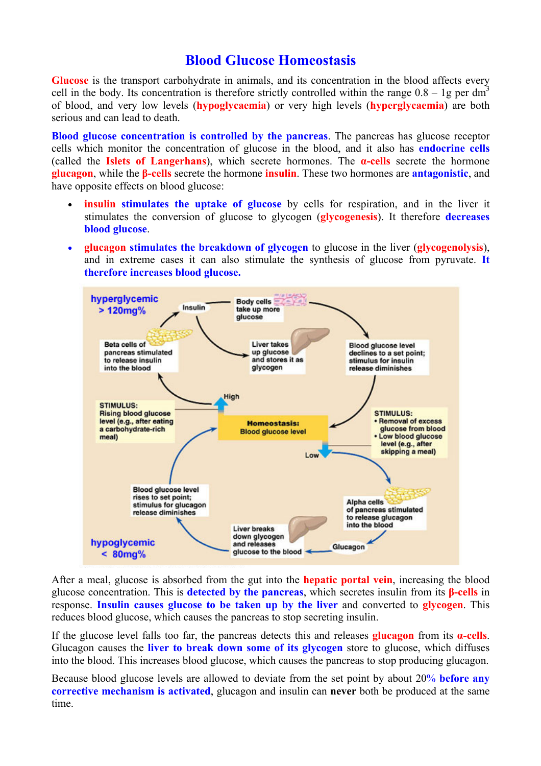# Blood Glucose Homeostasis

**Glucose** is the transport carbohydrate in animals, and its concentration in the blood affects every cell in the body. Its concentration is therefore strictly controlled within the range 0.8 – 1g per $dm^3$ of blood, and very low levels (**hypoglycaemia**) or very high levels (**hyperglycaemia**) are both serious and can lead to death.

**Blood glucose concentration is controlled by the pancreas**. The pancreas has glucose receptor cells which monitor the concentration of glucose in the blood, and it also has **endocrine cells** (called the **Islets of Langerhans**), which secrete hormones. The **α-cells** secrete the hormone **glucagon**, while the **β-cells** secrete the hormone **insulin**. These two hormones are **antagonistic**, and have opposite effects on blood glucose:

- **insulin stimulates the uptake of glucose** by cells for respiration, and in the liver it stimulates the conversion of glucose to glycogen (**glycogenesis**). It therefore **decreases blood glucose**.
- **glucagon stimulates the breakdown of glycogen** to glucose in the liver (**glycogenolysis**), and in extreme cases it can also stimulate the synthesis of glucose from pyruvate. **It therefore increases blood glucose.**

After a meal, glucose is absorbed from the gut into the **hepatic portal vein**, increasing the blood glucose concentration. This is **detected by the pancreas**, which secretes insulin from its **β-cells** in response. **Insulin causes glucose to be taken up by the liver** and converted to **glycogen**. This reduces blood glucose, which causes the pancreas to stop secreting insulin.

If the glucose level falls too far, the pancreas detects this and releases **glucagon** from its **α-cells**. Glucagon causes the **liver to break down some of its glycogen** store to glucose, which diffuses into the blood. This increases blood glucose, which causes the pancreas to stop producing glucagon.

Because blood glucose levels are allowed to deviate from the set point by about 20% **before any corrective mechanism is activated**, glucagon and insulin can **never** both be produced at the same time.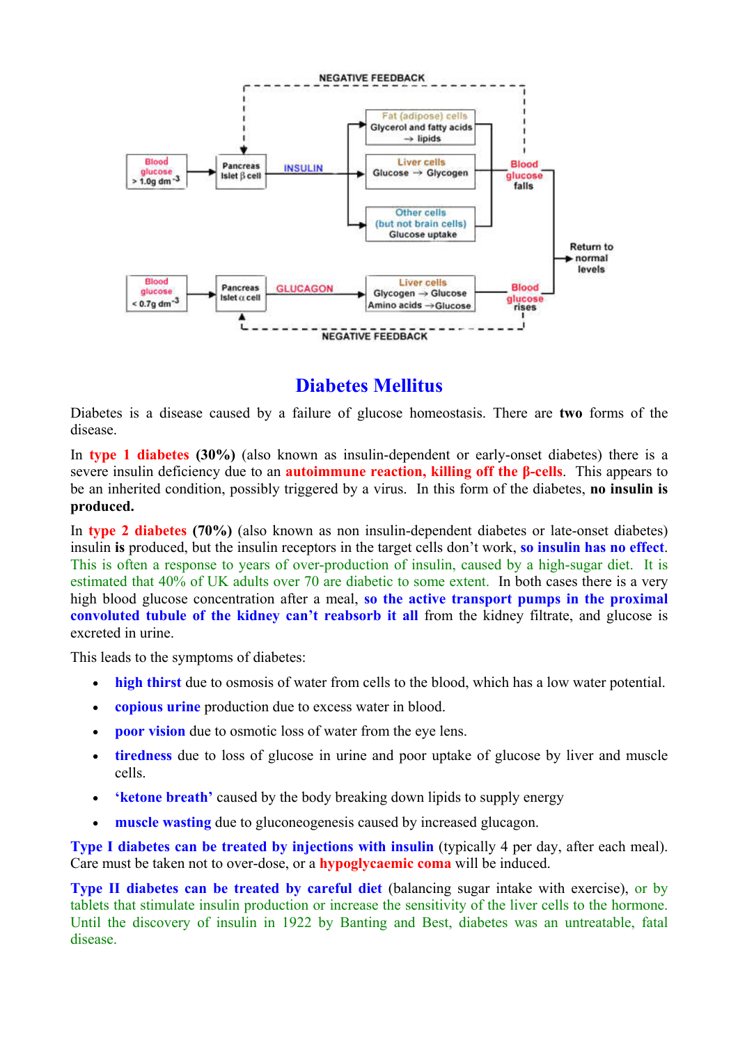# Diabetes Mellitus

Diabetes is a disease caused by a failure of glucose homeostasis. There are **two** forms of the disease.

In **type 1 diabetes** **(30%)** (also known as insulin-dependent or early-onset diabetes) there is a severe insulin deficiency due to an **autoimmune reaction, killing off the β-cells**. This appears to be an inherited condition, possibly triggered by a virus. In this form of the diabetes, **no insulin is produced.**

In **type 2 diabetes** **(70%)** (also known as non insulin-dependent diabetes or late-onset diabetes) insulin **is** produced, but the insulin receptors in the target cells don't work, **so insulin has no effect**. This is often a response to years of over-production of insulin, caused by a high-sugar diet. It is estimated that 40% of UK adults over 70 are diabetic to some extent. In both cases there is a very high blood glucose concentration after a meal, **so the active transport pumps in the proximal convoluted tubule of the kidney can't reabsorb it all** from the kidney filtrate, and glucose is excreted in urine.

This leads to the symptoms of diabetes:

- **high thirst** due to osmosis of water from cells to the blood, which has a low water potential.
- **copious urine** production due to excess water in blood.
- **poor vision** due to osmotic loss of water from the eye lens.
- **tiredness** due to loss of glucose in urine and poor uptake of glucose by liver and muscle cells.
- **'ketone breath'** caused by the body breaking down lipids to supply energy
- **muscle wasting** due to gluconeogenesis caused by increased glucagon.

**Type I diabetes can be treated by injections with insulin** (typically 4 per day, after each meal). Care must be taken not to over-dose, or a **hypoglycaemic coma** will be induced.

**Type II diabetes can be treated by careful diet** (balancing sugar intake with exercise), or by tablets that stimulate insulin production or increase the sensitivity of the liver cells to the hormone. Until the discovery of insulin in 1922 by Banting and Best, diabetes was an untreatable, fatal disease.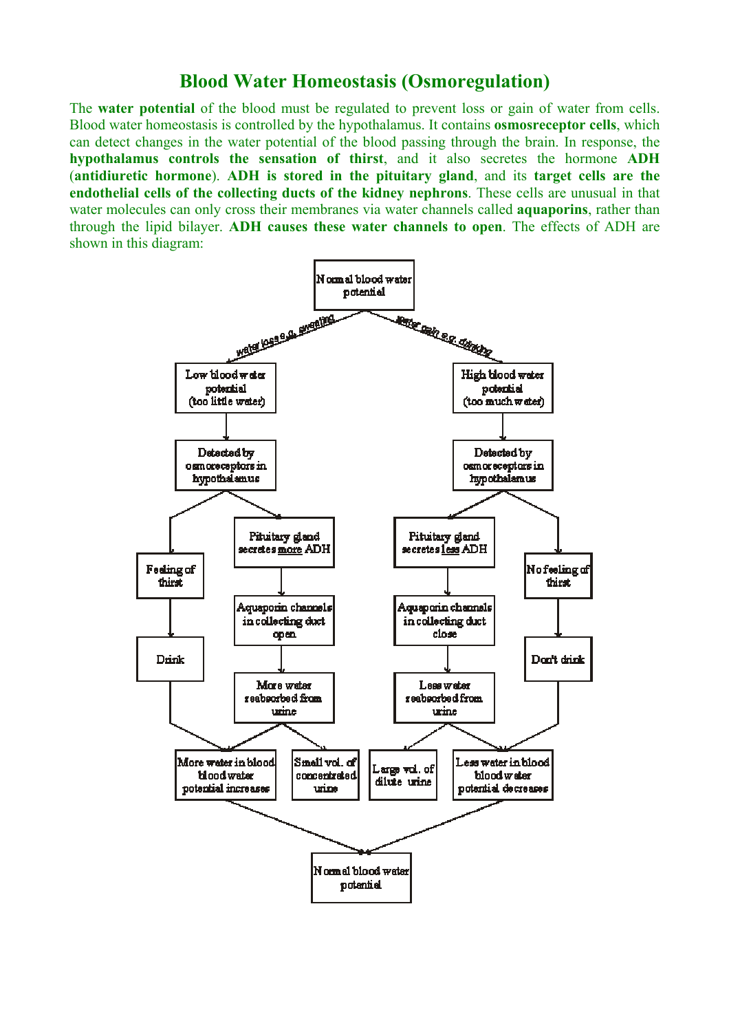# Blood Water Homeostasis (Osmoregulation)

The **water potential** of the blood must be regulated to prevent loss or gain of water from cells. Blood water homeostasis is controlled by the hypothalamus. It contains **osmosreceptor cells**, which can detect changes in the water potential of the blood passing through the brain. In response, the **hypothalamus controls the sensation of thirst**, and it also secretes the hormone **ADH** (**antidiuretic hormone**). **ADH is stored in the pituitary gland**, and its **target cells are the endothelial cells of the collecting ducts of the kidney nephrons**. These cells are unusual in that water molecules can only cross their membranes via water channels called **aquaporins**, rather than through the lipid bilayer. **ADH causes these water channels to open**. The effects of ADH are shown in this diagram:

Normal blood water potential

**water loss e.g. sweating →**

- Low blood water potential (too little water)
- Detected by osmoreceptors in hypothalamus
  - Feeling of thirst → Drink → More water in blood, blood water potential increases
  - Pituitary gland secretes more ADH → Aquaporin channels in collecting duct open → More water reabsorbed from urine
    - → More water in blood, blood water potential increases
    - → Small vol. of concentrated urine

**water gain e.g. drinking →**

- High blood water potential (too much water)
- Detected by osmoreceptors in hypothalamus
  - Pituitary gland secretes less ADH → Aquaporin channels in collecting duct close → Less water reabsorbed from urine
    - → Large vol. of dilute urine
    - → Less water in blood, blood water potential decreases
  - No feeling of thirst → Don't drink → Less water in blood, blood water potential decreases

More water in blood, blood water potential increases / Less water in blood, blood water potential decreases → Normal blood water potential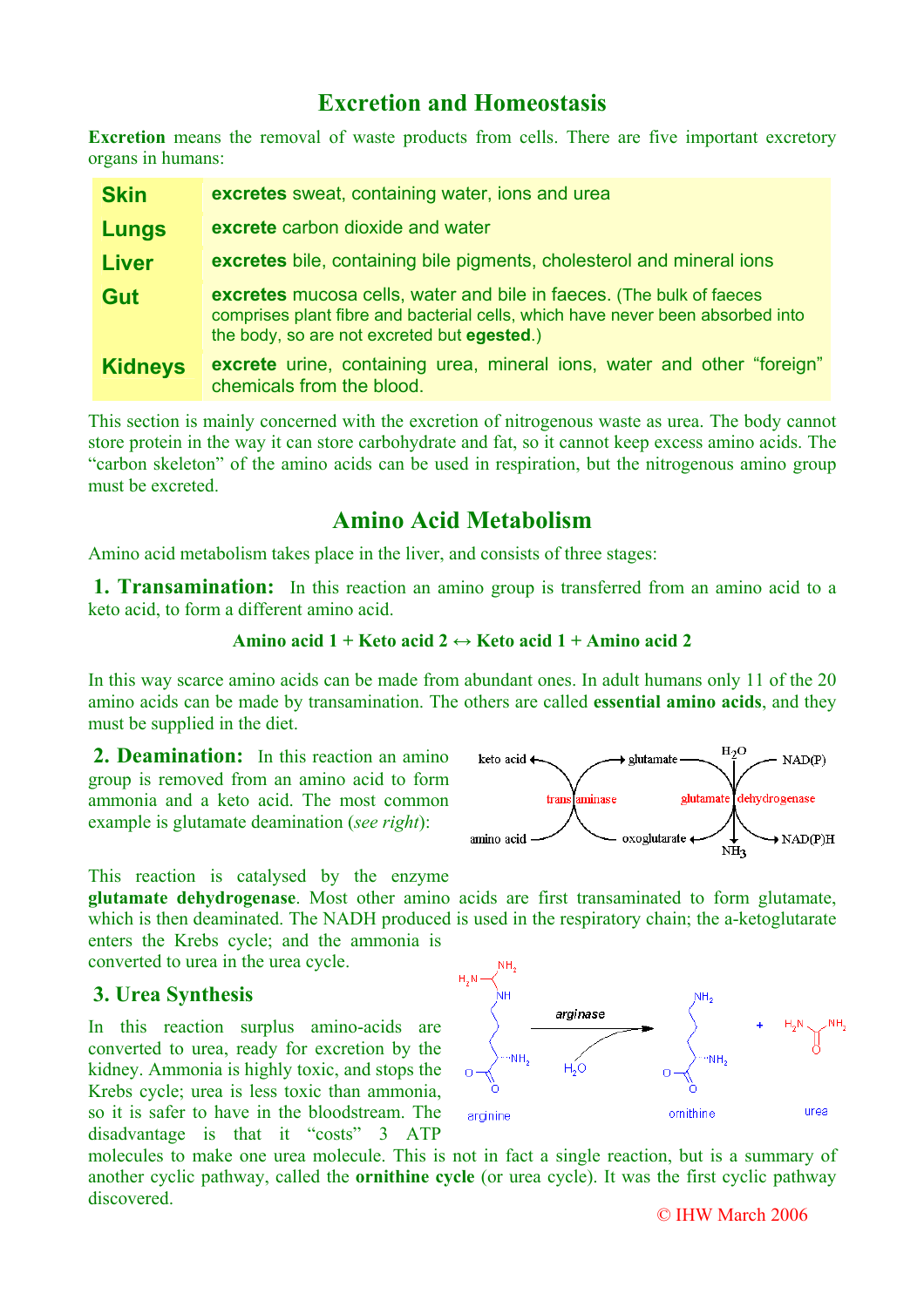# Excretion and Homeostasis

**Excretion** means the removal of waste products from cells. There are five important excretory organs in humans:

| | |
|---|---|
| **Skin** | **excretes** sweat, containing water, ions and urea |
| **Lungs** | **excrete** carbon dioxide and water |
| **Liver** | **excretes** bile, containing bile pigments, cholesterol and mineral ions |
| **Gut** | **excretes** mucosa cells, water and bile in faeces. (The bulk of faeces comprises plant fibre and bacterial cells, which have never been absorbed into the body, so are not excreted but **egested**.) |
| **Kidneys** | **excrete** urine, containing urea, mineral ions, water and other "foreign" chemicals from the blood. |

This section is mainly concerned with the excretion of nitrogenous waste as urea. The body cannot store protein in the way it can store carbohydrate and fat, so it cannot keep excess amino acids. The "carbon skeleton" of the amino acids can be used in respiration, but the nitrogenous amino group must be excreted.

## Amino Acid Metabolism

Amino acid metabolism takes place in the liver, and consists of three stages:

### 1. Transamination:

In this reaction an amino group is transferred from an amino acid to a keto acid, to form a different amino acid.

**Amino acid 1 + Keto acid 2 ↔ Keto acid 1 + Amino acid 2**

In this way scarce amino acids can be made from abundant ones. In adult humans only 11 of the 20 amino acids can be made by transamination. The others are called **essential amino acids**, and they must be supplied in the diet.

### 2. Deamination:

In this reaction an amino group is removed from an amino acid to form ammonia and a keto acid. The most common example is glutamate deamination (*see right*):

keto acid
glutamate
$H_2O$
NAD(P)
transaminase
glutamate dehydrogenase
amino acid
oxoglutarate
$NH_3$
NAD(P)H

This reaction is catalysed by the enzyme **glutamate dehydrogenase**. Most other amino acids are first transaminated to form glutamate, which is then deaminated. The NADH produced is used in the respiratory chain; the a-ketoglutarate enters the Krebs cycle; and the ammonia is converted to urea in the urea cycle.

### 3. Urea Synthesis

In this reaction surplus amino-acids are converted to urea, ready for excretion by the kidney. Ammonia is highly toxic, and stops the Krebs cycle; urea is less toxic than ammonia, so it is safer to have in the bloodstream. The disadvantage is that it "costs" 3 ATP molecules to make one urea molecule. This is not in fact a single reaction, but is a summary of another cyclic pathway, called the **ornithine cycle** (or urea cycle). It was the first cyclic pathway discovered.

arginine
arginase
$H_2O$
ornithine
+
urea

© IHW March 2006